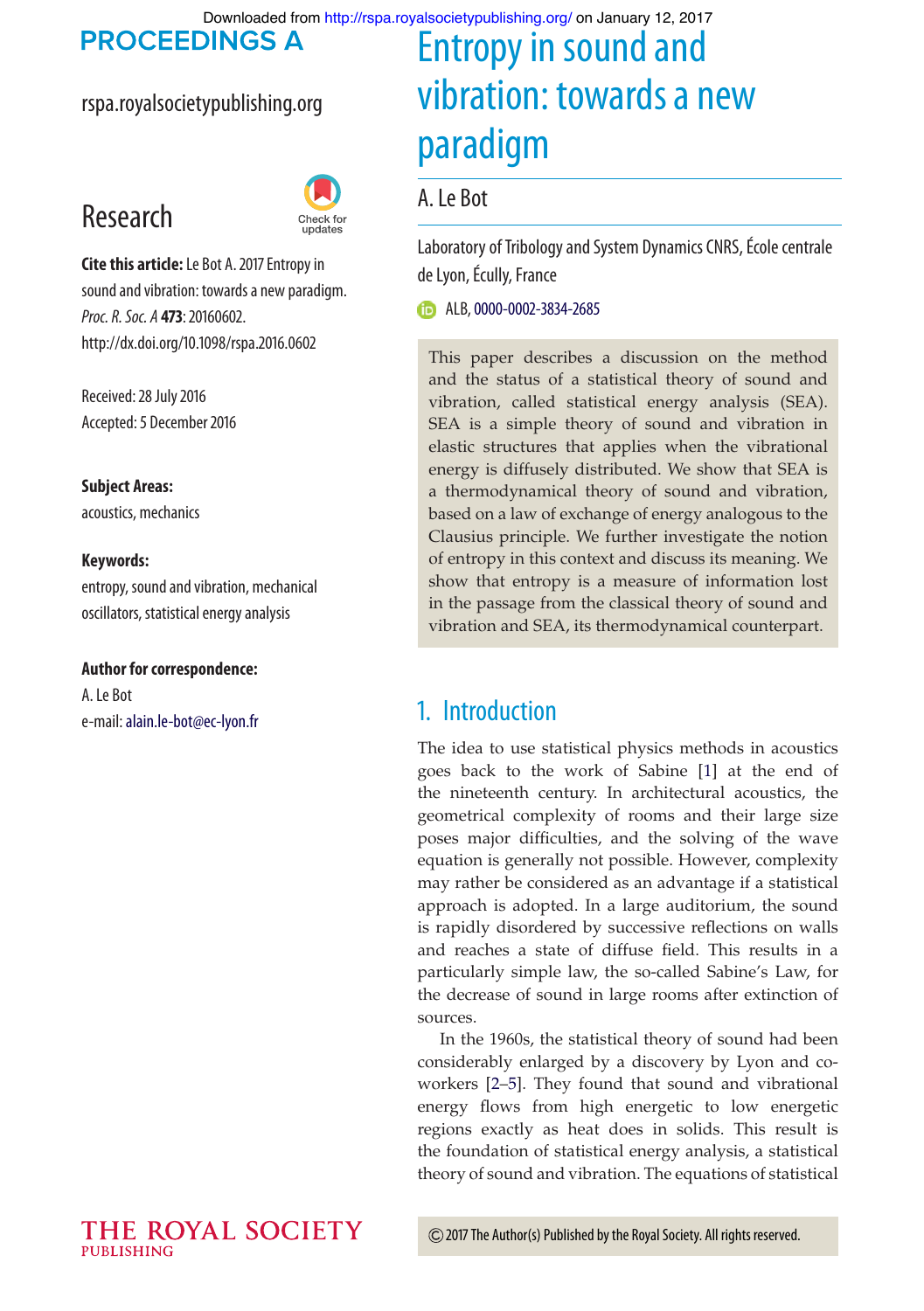# Entropy in sound and vibration: towards a new paradigm

A. Le Bot

Laboratory of Tribology and System Dynamics CNRS, École centrale de Lyon, Écully, France

ALB, 0000-0002-3834-2685

Research

**Cite this article:** Le Bot A. 2017 Entropy in sound and vibration: towards a new paradigm. *Proc. R. Soc. A* **473**: 20160602. http://dx.doi.org/10.1098/rspa.2016.0602

Received: 28 July 2016
Accepted: 5 December 2016

**Subject Areas:**
acoustics, mechanics

**Keywords:**
entropy, sound and vibration, mechanical oscillators, statistical energy analysis

**Author for correspondence:**
A. Le Bot
e-mail: alain.le-bot@ec-lyon.fr

This paper describes a discussion on the method and the status of a statistical theory of sound and vibration, called statistical energy analysis (SEA). SEA is a simple theory of sound and vibration in elastic structures that applies when the vibrational energy is diffusely distributed. We show that SEA is a thermodynamical theory of sound and vibration, based on a law of exchange of energy analogous to the Clausius principle. We further investigate the notion of entropy in this context and discuss its meaning. We show that entropy is a measure of information lost in the passage from the classical theory of sound and vibration and SEA, its thermodynamical counterpart.

## 1. Introduction

The idea to use statistical physics methods in acoustics goes back to the work of Sabine [1] at the end of the nineteenth century. In architectural acoustics, the geometrical complexity of rooms and their large size poses major difficulties, and the solving of the wave equation is generally not possible. However, complexity may rather be considered as an advantage if a statistical approach is adopted. In a large auditorium, the sound is rapidly disordered by successive reflections on walls and reaches a state of diffuse field. This results in a particularly simple law, the so-called Sabine's Law, for the decrease of sound in large rooms after extinction of sources.

In the 1960s, the statistical theory of sound had been considerably enlarged by a discovery by Lyon and co-workers [2–5]. They found that sound and vibrational energy flows from high energetic to low energetic regions exactly as heat does in solids. This result is the foundation of statistical energy analysis, a statistical theory of sound and vibration. The equations of statistical

© 2017 The Author(s) Published by the Royal Society. All rights reserved.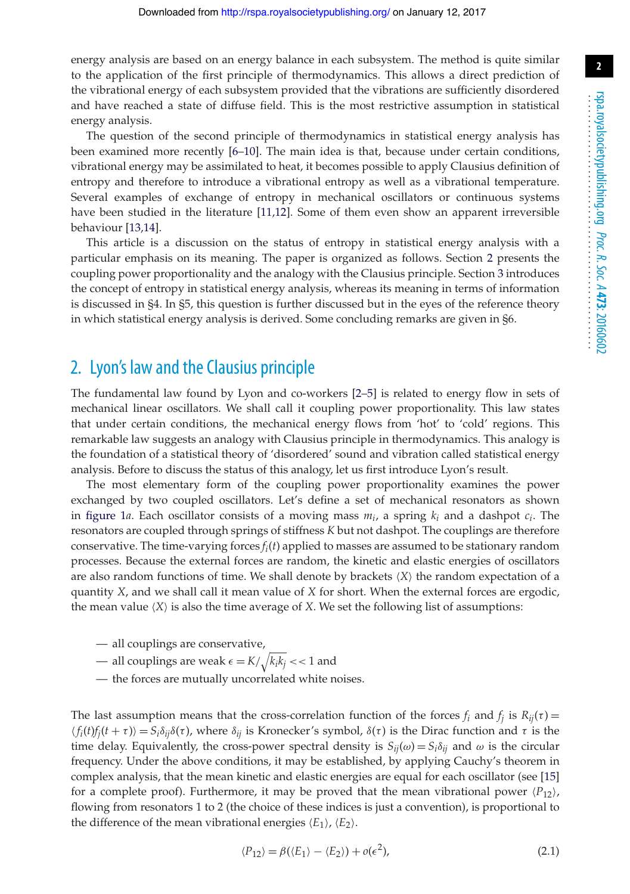energy analysis are based on an energy balance in each subsystem. The method is quite similar to the application of the first principle of thermodynamics. This allows a direct prediction of the vibrational energy of each subsystem provided that the vibrations are sufficiently disordered and have reached a state of diffuse field. This is the most restrictive assumption in statistical energy analysis.

The question of the second principle of thermodynamics in statistical energy analysis has been examined more recently [6–10]. The main idea is that, because under certain conditions, vibrational energy may be assimilated to heat, it becomes possible to apply Clausius definition of entropy and therefore to introduce a vibrational entropy as well as a vibrational temperature. Several examples of exchange of entropy in mechanical oscillators or continuous systems have been studied in the literature [11,12]. Some of them even show an apparent irreversible behaviour [13,14].

This article is a discussion on the status of entropy in statistical energy analysis with a particular emphasis on its meaning. The paper is organized as follows. Section 2 presents the coupling power proportionality and the analogy with the Clausius principle. Section 3 introduces the concept of entropy in statistical energy analysis, whereas its meaning in terms of information is discussed in §4. In §5, this question is further discussed but in the eyes of the reference theory in which statistical energy analysis is derived. Some concluding remarks are given in §6.

## 2. Lyon's law and the Clausius principle

The fundamental law found by Lyon and co-workers [2–5] is related to energy flow in sets of mechanical linear oscillators. We shall call it coupling power proportionality. This law states that under certain conditions, the mechanical energy flows from 'hot' to 'cold' regions. This remarkable law suggests an analogy with Clausius principle in thermodynamics. This analogy is the foundation of a statistical theory of 'disordered' sound and vibration called statistical energy analysis. Before to discuss the status of this analogy, let us first introduce Lyon's result.

The most elementary form of the coupling power proportionality examines the power exchanged by two coupled oscillators. Let's define a set of mechanical resonators as shown in figure 1*a*. Each oscillator consists of a moving mass $m_i$, a spring $k_i$ and a dashpot $c_i$. The resonators are coupled through springs of stiffness $K$ but not dashpot. The couplings are therefore conservative. The time-varying forces $f_i(t)$ applied to masses are assumed to be stationary random processes. Because the external forces are random, the kinetic and elastic energies of oscillators are also random functions of time. We shall denote by brackets $\langle X \rangle$ the random expectation of a quantity $X$, and we shall call it mean value of $X$ for short. When the external forces are ergodic, the mean value $\langle X \rangle$ is also the time average of $X$. We set the following list of assumptions:

- all couplings are conservative,
- all couplings are weak $\epsilon = K/\sqrt{k_i k_j} << 1$ and
- the forces are mutually uncorrelated white noises.

The last assumption means that the cross-correlation function of the forces $f_i$ and $f_j$ is $R_{ij}(\tau) = \langle f_i(t) f_j(t+\tau) \rangle = S_i \delta_{ij} \delta(\tau)$, where $\delta_{ij}$ is Kronecker's symbol, $\delta(\tau)$ is the Dirac function and $\tau$ is the time delay. Equivalently, the cross-power spectral density is $S_{ij}(\omega) = S_i \delta_{ij}$ and $\omega$ is the circular frequency. Under the above conditions, it may be established, by applying Cauchy's theorem in complex analysis, that the mean kinetic and elastic energies are equal for each oscillator (see [15] for a complete proof). Furthermore, it may be proved that the mean vibrational power $\langle P_{12} \rangle$, flowing from resonators 1 to 2 (the choice of these indices is just a convention), is proportional to the difference of the mean vibrational energies $\langle E_1 \rangle$, $\langle E_2 \rangle$.

$$\langle P_{12} \rangle = \beta(\langle E_1 \rangle - \langle E_2 \rangle) + o(\epsilon^2), \tag{2.1}$$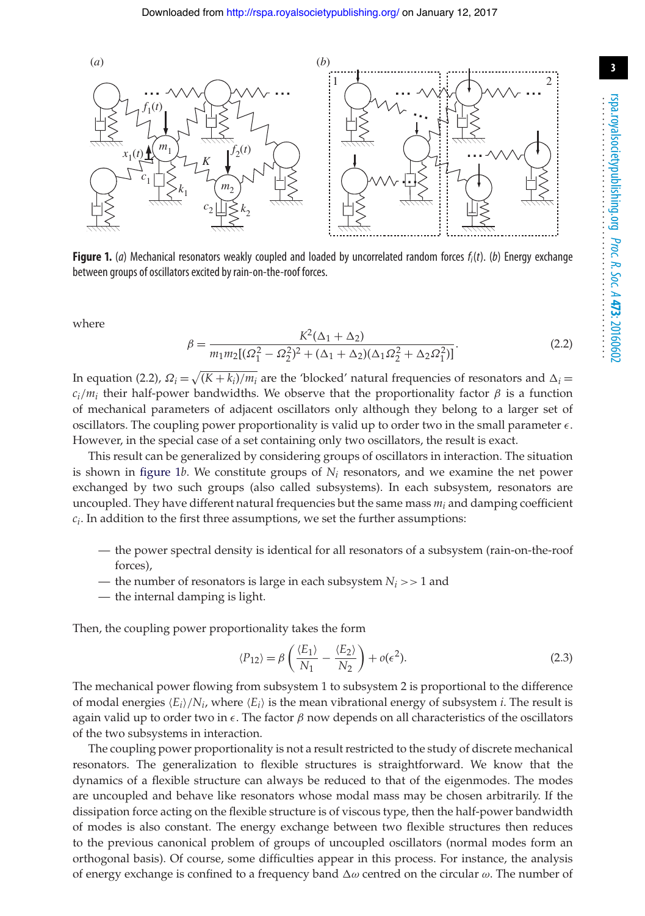**Figure 1.** (*a*) Mechanical resonators weakly coupled and loaded by uncorrelated random forces $f_i(t)$. (*b*) Energy exchange between groups of oscillators excited by rain-on-the-roof forces.

where

$$\beta = \frac{K^2(\Delta_1 + \Delta_2)}{m_1 m_2[(\Omega_1^2 - \Omega_2^2)^2 + (\Delta_1 + \Delta_2)(\Delta_1\Omega_2^2 + \Delta_2\Omega_1^2)]}. \tag{2.2}$$

In equation (2.2), $\Omega_i = \sqrt{(K + k_i)/m_i}$ are the 'blocked' natural frequencies of resonators and $\Delta_i = c_i/m_i$ their half-power bandwidths. We observe that the proportionality factor $\beta$ is a function of mechanical parameters of adjacent oscillators only although they belong to a larger set of oscillators. The coupling power proportionality is valid up to order two in the small parameter $\epsilon$. However, in the special case of a set containing only two oscillators, the result is exact.

This result can be generalized by considering groups of oscillators in interaction. The situation is shown in figure 1*b*. We constitute groups of $N_i$ resonators, and we examine the net power exchanged by two such groups (also called subsystems). In each subsystem, resonators are uncoupled. They have different natural frequencies but the same mass $m_i$ and damping coefficient $c_i$. In addition to the first three assumptions, we set the further assumptions:

- the power spectral density is identical for all resonators of a subsystem (rain-on-the-roof forces),
- the number of resonators is large in each subsystem $N_i >> 1$ and
- the internal damping is light.

Then, the coupling power proportionality takes the form

$$\langle P_{12} \rangle = \beta \left( \frac{\langle E_1 \rangle}{N_1} - \frac{\langle E_2 \rangle}{N_2} \right) + o(\epsilon^2). \tag{2.3}$$

The mechanical power flowing from subsystem 1 to subsystem 2 is proportional to the difference of modal energies $\langle E_i \rangle / N_i$, where $\langle E_i \rangle$ is the mean vibrational energy of subsystem $i$. The result is again valid up to order two in $\epsilon$. The factor $\beta$ now depends on all characteristics of the oscillators of the two subsystems in interaction.

The coupling power proportionality is not a result restricted to the study of discrete mechanical resonators. The generalization to flexible structures is straightforward. We know that the dynamics of a flexible structure can always be reduced to that of the eigenmodes. The modes are uncoupled and behave like resonators whose modal mass may be chosen arbitrarily. If the dissipation force acting on the flexible structure is of viscous type, then the half-power bandwidth of modes is also constant. The energy exchange between two flexible structures then reduces to the previous canonical problem of groups of uncoupled oscillators (normal modes form an orthogonal basis). Of course, some difficulties appear in this process. For instance, the analysis of energy exchange is confined to a frequency band $\Delta\omega$ centred on the circular $\omega$. The number of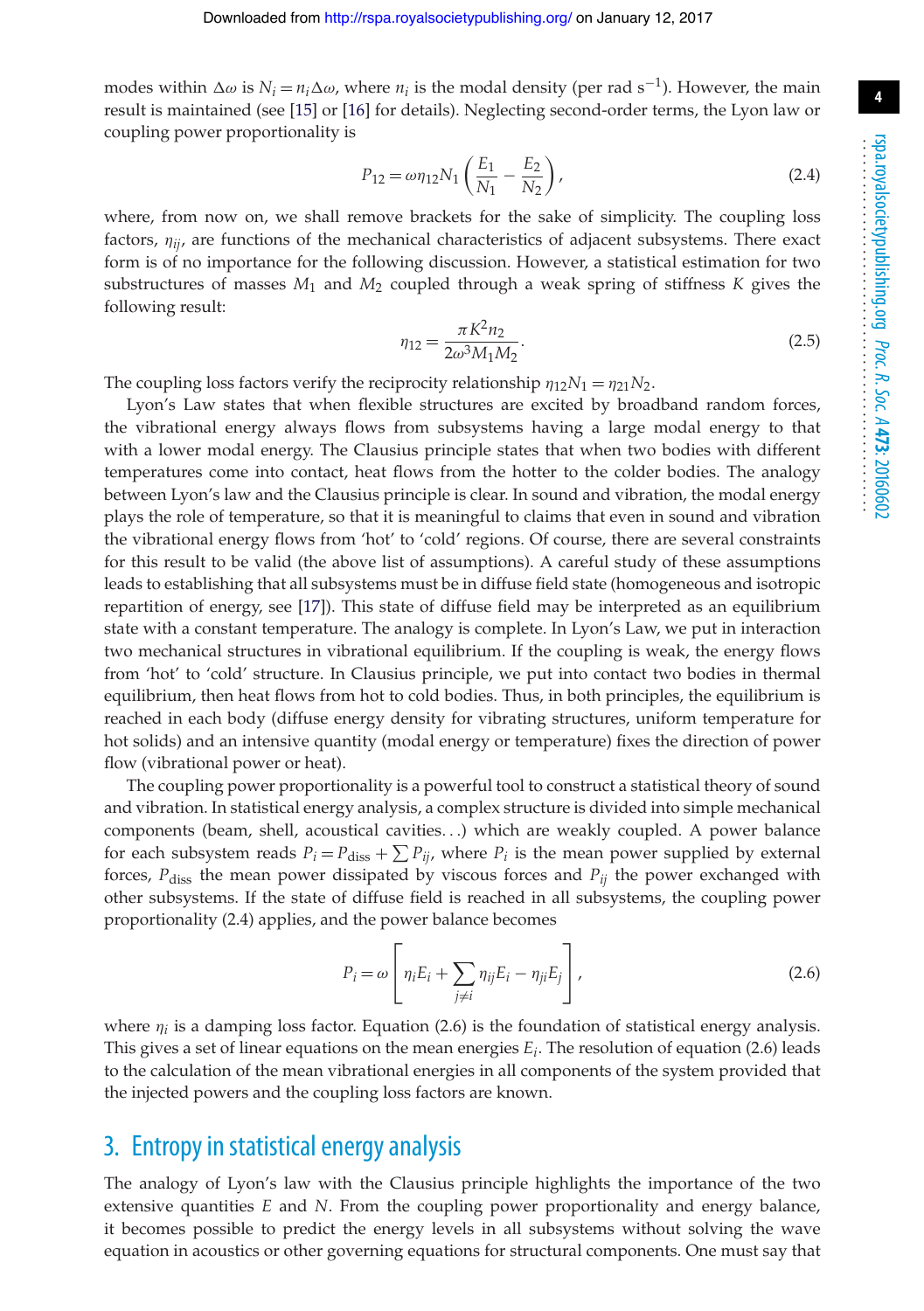modes within $\Delta\omega$ is $N_i = n_i \Delta\omega$, where $n_i$ is the modal density (per rad s$^{-1}$). However, the main result is maintained (see [15] or [16] for details). Neglecting second-order terms, the Lyon law or coupling power proportionality is

$$P_{12} = \omega\eta_{12} N_1 \left( \frac{E_1}{N_1} - \frac{E_2}{N_2} \right), \tag{2.4}$$

where, from now on, we shall remove brackets for the sake of simplicity. The coupling loss factors, $\eta_{ij}$, are functions of the mechanical characteristics of adjacent subsystems. There exact form is of no importance for the following discussion. However, a statistical estimation for two substructures of masses $M_1$ and $M_2$ coupled through a weak spring of stiffness $K$ gives the following result:

$$\eta_{12} = \frac{\pi K^2 n_2}{2\omega^3 M_1 M_2}. \tag{2.5}$$

The coupling loss factors verify the reciprocity relationship $\eta_{12} N_1 = \eta_{21} N_2$.

Lyon's Law states that when flexible structures are excited by broadband random forces, the vibrational energy always flows from subsystems having a large modal energy to that with a lower modal energy. The Clausius principle states that when two bodies with different temperatures come into contact, heat flows from the hotter to the colder bodies. The analogy between Lyon's law and the Clausius principle is clear. In sound and vibration, the modal energy plays the role of temperature, so that it is meaningful to claims that even in sound and vibration the vibrational energy flows from 'hot' to 'cold' regions. Of course, there are several constraints for this result to be valid (the above list of assumptions). A careful study of these assumptions leads to establishing that all subsystems must be in diffuse field state (homogeneous and isotropic repartition of energy, see [17]). This state of diffuse field may be interpreted as an equilibrium state with a constant temperature. The analogy is complete. In Lyon's Law, we put in interaction two mechanical structures in vibrational equilibrium. If the coupling is weak, the energy flows from 'hot' to 'cold' structure. In Clausius principle, we put into contact two bodies in thermal equilibrium, then heat flows from hot to cold bodies. Thus, in both principles, the equilibrium is reached in each body (diffuse energy density for vibrating structures, uniform temperature for hot solids) and an intensive quantity (modal energy or temperature) fixes the direction of power flow (vibrational power or heat).

The coupling power proportionality is a powerful tool to construct a statistical theory of sound and vibration. In statistical energy analysis, a complex structure is divided into simple mechanical components (beam, shell, acoustical cavities...) which are weakly coupled. A power balance for each subsystem reads $P_i = P_{\text{diss}} + \sum P_{ij}$, where $P_i$ is the mean power supplied by external forces, $P_{\text{diss}}$ the mean power dissipated by viscous forces and $P_{ij}$ the power exchanged with other subsystems. If the state of diffuse field is reached in all subsystems, the coupling power proportionality (2.4) applies, and the power balance becomes

$$P_i = \omega \left[ \eta_i E_i + \sum_{j \neq i} \eta_{ij} E_i - \eta_{ji} E_j \right], \tag{2.6}$$

where $\eta_i$ is a damping loss factor. Equation (2.6) is the foundation of statistical energy analysis. This gives a set of linear equations on the mean energies $E_i$. The resolution of equation (2.6) leads to the calculation of the mean vibrational energies in all components of the system provided that the injected powers and the coupling loss factors are known.

## 3. Entropy in statistical energy analysis

The analogy of Lyon's law with the Clausius principle highlights the importance of the two extensive quantities $E$ and $N$. From the coupling power proportionality and energy balance, it becomes possible to predict the energy levels in all subsystems without solving the wave equation in acoustics or other governing equations for structural components. One must say that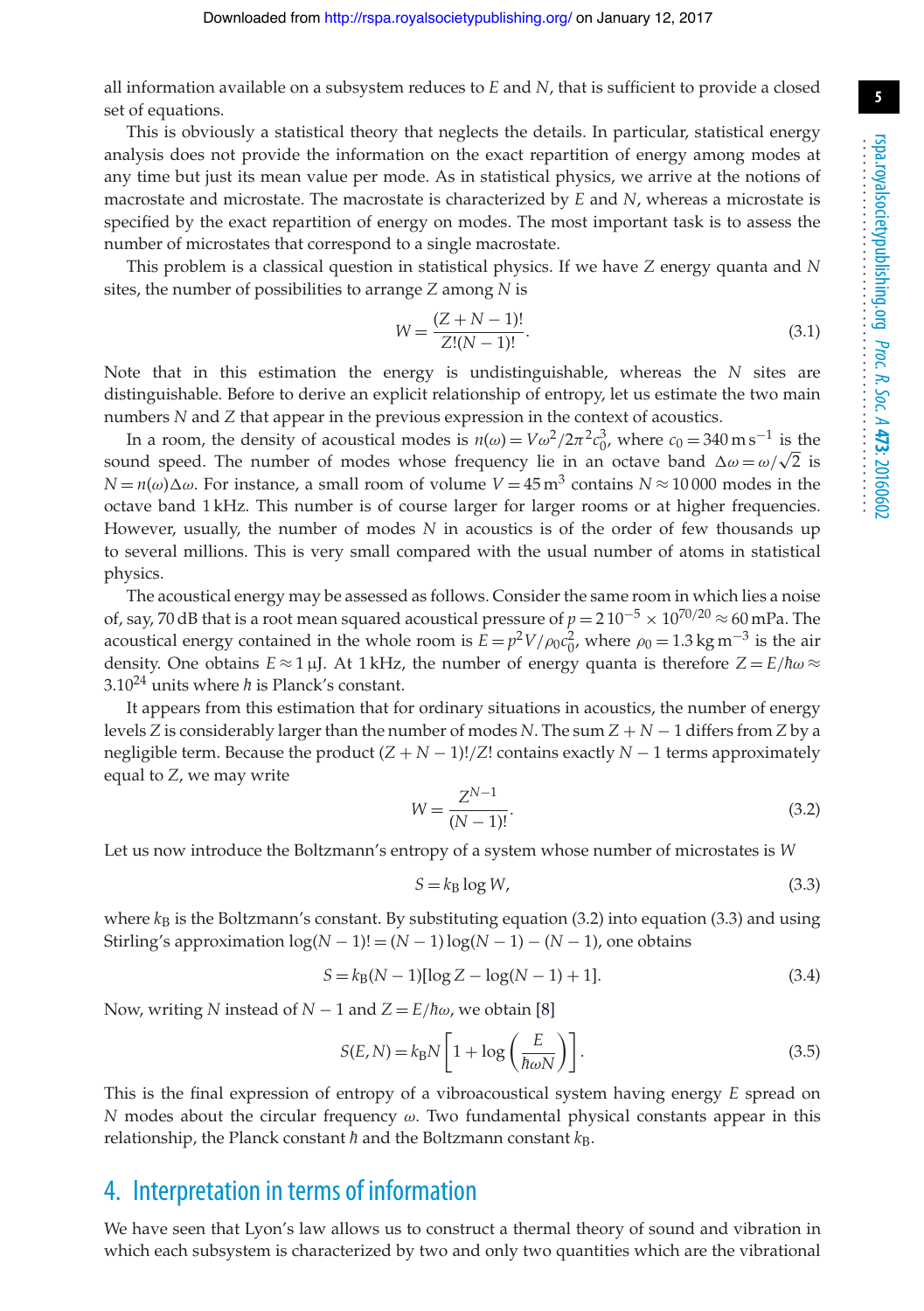all information available on a subsystem reduces to $E$ and $N$, that is sufficient to provide a closed set of equations.

This is obviously a statistical theory that neglects the details. In particular, statistical energy analysis does not provide the information on the exact repartition of energy among modes at any time but just its mean value per mode. As in statistical physics, we arrive at the notions of macrostate and microstate. The macrostate is characterized by $E$ and $N$, whereas a microstate is specified by the exact repartition of energy on modes. The most important task is to assess the number of microstates that correspond to a single macrostate.

This problem is a classical question in statistical physics. If we have $Z$ energy quanta and $N$ sites, the number of possibilities to arrange $Z$ among $N$ is

$$W = \frac{(Z+N-1)!}{Z!(N-1)!}. \tag{3.1}$$

Note that in this estimation the energy is undistinguishable, whereas the $N$ sites are distinguishable. Before to derive an explicit relationship of entropy, let us estimate the two main numbers $N$ and $Z$ that appear in the previous expression in the context of acoustics.

In a room, the density of acoustical modes is $n(\omega) = V\omega^2/2\pi^2 c_0^3$, where $c_0 = 340\,\mathrm{m\,s^{-1}}$ is the sound speed. The number of modes whose frequency lie in an octave band $\Delta\omega = \omega/\sqrt{2}$ is $N = n(\omega)\Delta\omega$. For instance, a small room of volume $V = 45\,\mathrm{m}^3$ contains $N \approx 10\,000$ modes in the octave band 1 kHz. This number is of course larger for larger rooms or at higher frequencies. However, usually, the number of modes $N$ in acoustics is of the order of few thousands up to several millions. This is very small compared with the usual number of atoms in statistical physics.

The acoustical energy may be assessed as follows. Consider the same room in which lies a noise of, say, 70 dB that is a root mean squared acoustical pressure of $p = 2\,10^{-5} \times 10^{70/20} \approx 60\,\mathrm{mPa}$. The acoustical energy contained in the whole room is $E = p^2 V/\rho_0 c_0^2$, where $\rho_0 = 1.3\,\mathrm{kg\,m^{-3}}$ is the air density. One obtains $E \approx 1\,\mu\mathrm{J}$. At 1 kHz, the number of energy quanta is therefore $Z = E/\hbar\omega \approx 3.10^{24}$ units where $\hbar$ is Planck's constant.

It appears from this estimation that for ordinary situations in acoustics, the number of energy levels $Z$ is considerably larger than the number of modes $N$. The sum $Z + N - 1$ differs from $Z$ by a negligible term. Because the product $(Z+N-1)!/Z!$ contains exactly $N-1$ terms approximately equal to $Z$, we may write

$$W = \frac{Z^{N-1}}{(N-1)!}. \tag{3.2}$$

Let us now introduce the Boltzmann's entropy of a system whose number of microstates is $W$

$$S = k_\mathrm{B} \log W, \tag{3.3}$$

where $k_\mathrm{B}$ is the Boltzmann's constant. By substituting equation (3.2) into equation (3.3) and using Stirling's approximation $\log(N-1)! = (N-1)\log(N-1) - (N-1)$, one obtains

$$S = k_\mathrm{B}(N-1)[\log Z - \log(N-1) + 1]. \tag{3.4}$$

Now, writing $N$ instead of $N-1$ and $Z = E/\hbar\omega$, we obtain [8]

$$S(E,N) = k_\mathrm{B} N\left[1 + \log\left(\frac{E}{\hbar\omega N}\right)\right]. \tag{3.5}$$

This is the final expression of entropy of a vibroacoustical system having energy $E$ spread on $N$ modes about the circular frequency $\omega$. Two fundamental physical constants appear in this relationship, the Planck constant $\hbar$ and the Boltzmann constant $k_\mathrm{B}$.

## 4. Interpretation in terms of information

We have seen that Lyon's law allows us to construct a thermal theory of sound and vibration in which each subsystem is characterized by two and only two quantities which are the vibrational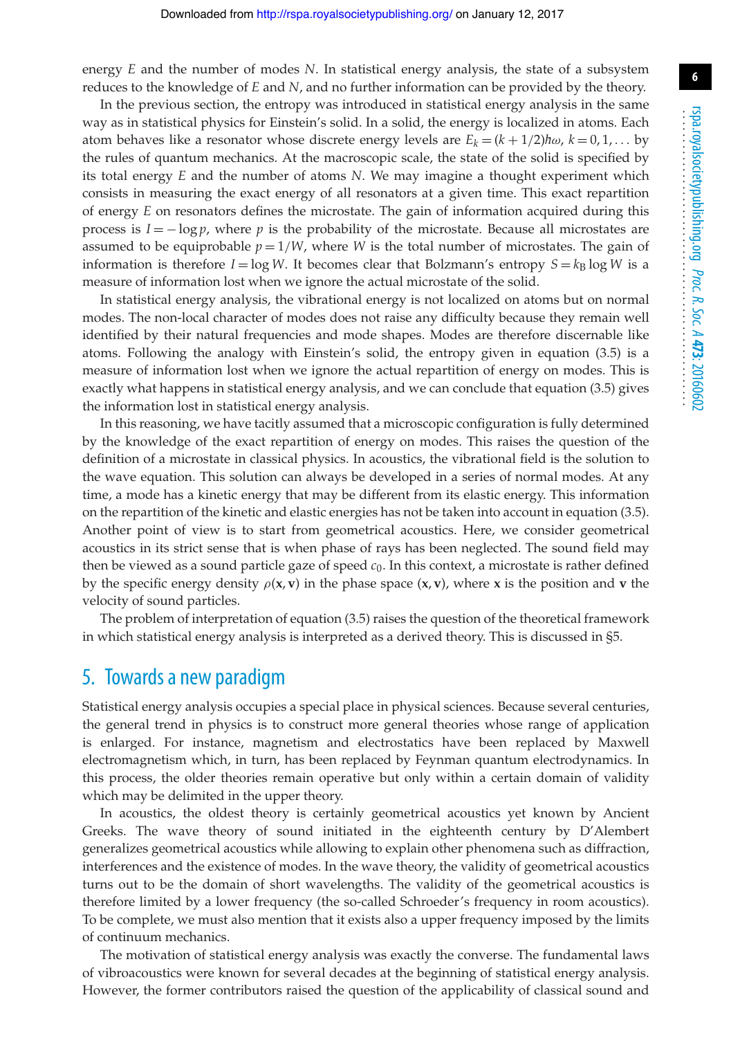energy $E$ and the number of modes $N$. In statistical energy analysis, the state of a subsystem reduces to the knowledge of $E$ and $N$, and no further information can be provided by the theory.

In the previous section, the entropy was introduced in statistical energy analysis in the same way as in statistical physics for Einstein's solid. In a solid, the energy is localized in atoms. Each atom behaves like a resonator whose discrete energy levels are $E_k = (k + 1/2)\hbar\omega$, $k = 0, 1, \ldots$ by the rules of quantum mechanics. At the macroscopic scale, the state of the solid is specified by its total energy $E$ and the number of atoms $N$. We may imagine a thought experiment which consists in measuring the exact energy of all resonators at a given time. This exact repartition of energy $E$ on resonators defines the microstate. The gain of information acquired during this process is $I = -\log p$, where $p$ is the probability of the microstate. Because all microstates are assumed to be equiprobable $p = 1/W$, where $W$ is the total number of microstates. The gain of information is therefore $I = \log W$. It becomes clear that Bolzmann's entropy $S = k_\mathrm{B} \log W$ is a measure of information lost when we ignore the actual microstate of the solid.

In statistical energy analysis, the vibrational energy is not localized on atoms but on normal modes. The non-local character of modes does not raise any difficulty because they remain well identified by their natural frequencies and mode shapes. Modes are therefore discernable like atoms. Following the analogy with Einstein's solid, the entropy given in equation (3.5) is a measure of information lost when we ignore the actual repartition of energy on modes. This is exactly what happens in statistical energy analysis, and we can conclude that equation (3.5) gives the information lost in statistical energy analysis.

In this reasoning, we have tacitly assumed that a microscopic configuration is fully determined by the knowledge of the exact repartition of energy on modes. This raises the question of the definition of a microstate in classical physics. In acoustics, the vibrational field is the solution to the wave equation. This solution can always be developed in a series of normal modes. At any time, a mode has a kinetic energy that may be different from its elastic energy. This information on the repartition of the kinetic and elastic energies has not be taken into account in equation (3.5). Another point of view is to start from geometrical acoustics. Here, we consider geometrical acoustics in its strict sense that is when phase of rays has been neglected. The sound field may then be viewed as a sound particle gaze of speed $c_0$. In this context, a microstate is rather defined by the specific energy density $\rho(\mathbf{x}, \mathbf{v})$ in the phase space $(\mathbf{x}, \mathbf{v})$, where $\mathbf{x}$ is the position and $\mathbf{v}$ the velocity of sound particles.

The problem of interpretation of equation (3.5) raises the question of the theoretical framework in which statistical energy analysis is interpreted as a derived theory. This is discussed in §5.

## 5. Towards a new paradigm

Statistical energy analysis occupies a special place in physical sciences. Because several centuries, the general trend in physics is to construct more general theories whose range of application is enlarged. For instance, magnetism and electrostatics have been replaced by Maxwell electromagnetism which, in turn, has been replaced by Feynman quantum electrodynamics. In this process, the older theories remain operative but only within a certain domain of validity which may be delimited in the upper theory.

In acoustics, the oldest theory is certainly geometrical acoustics yet known by Ancient Greeks. The wave theory of sound initiated in the eighteenth century by D'Alembert generalizes geometrical acoustics while allowing to explain other phenomena such as diffraction, interferences and the existence of modes. In the wave theory, the validity of geometrical acoustics turns out to be the domain of short wavelengths. The validity of the geometrical acoustics is therefore limited by a lower frequency (the so-called Schroeder's frequency in room acoustics). To be complete, we must also mention that it exists also a upper frequency imposed by the limits of continuum mechanics.

The motivation of statistical energy analysis was exactly the converse. The fundamental laws of vibroacoustics were known for several decades at the beginning of statistical energy analysis. However, the former contributors raised the question of the applicability of classical sound and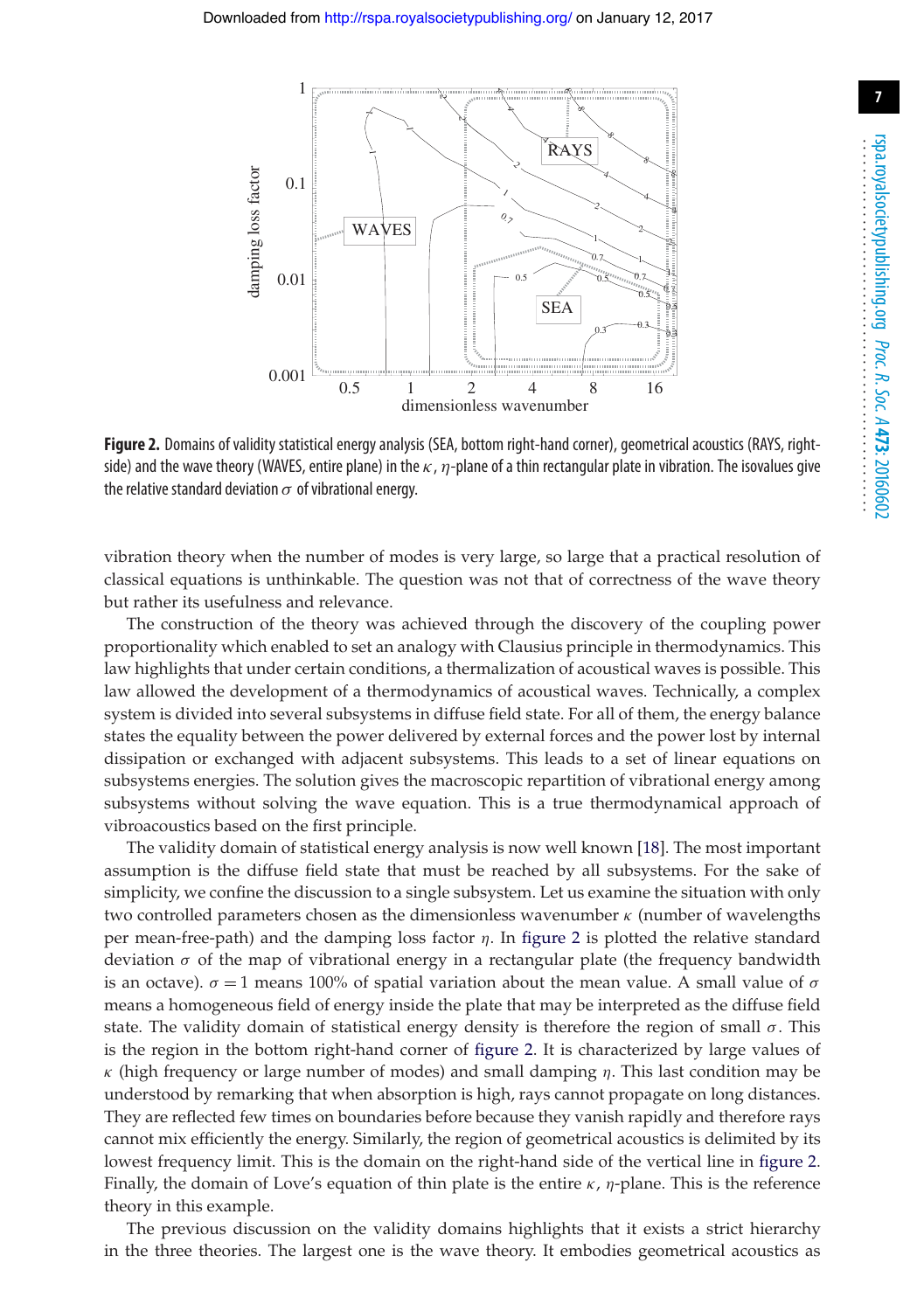**Figure 2.** Domains of validity statistical energy analysis (SEA, bottom right-hand corner), geometrical acoustics (RAYS, right-side) and the wave theory (WAVES, entire plane) in the $\kappa$, $\eta$-plane of a thin rectangular plate in vibration. The isovalues give the relative standard deviation $\sigma$ of vibrational energy.

vibration theory when the number of modes is very large, so large that a practical resolution of classical equations is unthinkable. The question was not that of correctness of the wave theory but rather its usefulness and relevance.

The construction of the theory was achieved through the discovery of the coupling power proportionality which enabled to set an analogy with Clausius principle in thermodynamics. This law highlights that under certain conditions, a thermalization of acoustical waves is possible. This law allowed the development of a thermodynamics of acoustical waves. Technically, a complex system is divided into several subsystems in diffuse field state. For all of them, the energy balance states the equality between the power delivered by external forces and the power lost by internal dissipation or exchanged with adjacent subsystems. This leads to a set of linear equations on subsystems energies. The solution gives the macroscopic repartition of vibrational energy among subsystems without solving the wave equation. This is a true thermodynamical approach of vibroacoustics based on the first principle.

The validity domain of statistical energy analysis is now well known [18]. The most important assumption is the diffuse field state that must be reached by all subsystems. For the sake of simplicity, we confine the discussion to a single subsystem. Let us examine the situation with only two controlled parameters chosen as the dimensionless wavenumber $\kappa$ (number of wavelengths per mean-free-path) and the damping loss factor $\eta$. In figure 2 is plotted the relative standard deviation $\sigma$ of the map of vibrational energy in a rectangular plate (the frequency bandwidth is an octave). $\sigma = 1$ means 100% of spatial variation about the mean value. A small value of $\sigma$ means a homogeneous field of energy inside the plate that may be interpreted as the diffuse field state. The validity domain of statistical energy density is therefore the region of small $\sigma$. This is the region in the bottom right-hand corner of figure 2. It is characterized by large values of $\kappa$ (high frequency or large number of modes) and small damping $\eta$. This last condition may be understood by remarking that when absorption is high, rays cannot propagate on long distances. They are reflected few times on boundaries before because they vanish rapidly and therefore rays cannot mix efficiently the energy. Similarly, the region of geometrical acoustics is delimited by its lowest frequency limit. This is the domain on the right-hand side of the vertical line in figure 2. Finally, the domain of Love's equation of thin plate is the entire $\kappa$, $\eta$-plane. This is the reference theory in this example.

The previous discussion on the validity domains highlights that it exists a strict hierarchy in the three theories. The largest one is the wave theory. It embodies geometrical acoustics as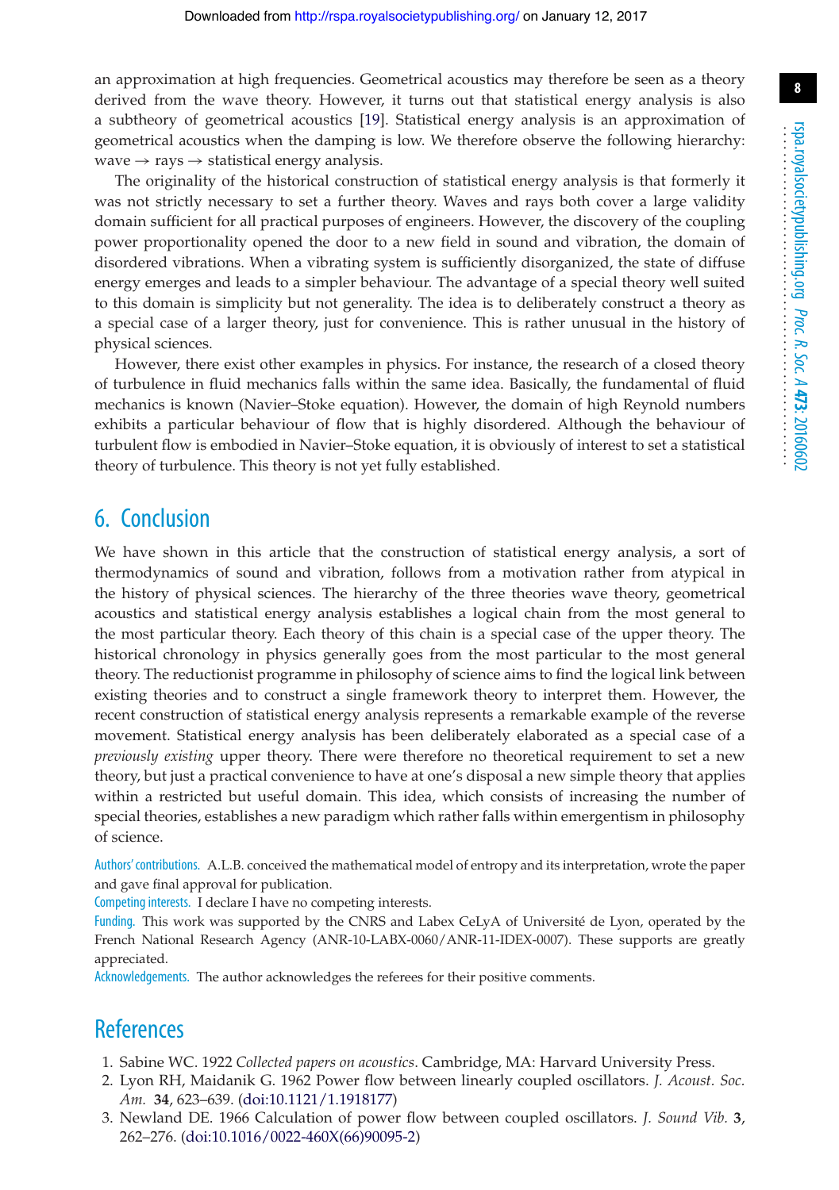an approximation at high frequencies. Geometrical acoustics may therefore be seen as a theory derived from the wave theory. However, it turns out that statistical energy analysis is also a subtheory of geometrical acoustics [19]. Statistical energy analysis is an approximation of geometrical acoustics when the damping is low. We therefore observe the following hierarchy: wave → rays → statistical energy analysis.

The originality of the historical construction of statistical energy analysis is that formerly it was not strictly necessary to set a further theory. Waves and rays both cover a large validity domain sufficient for all practical purposes of engineers. However, the discovery of the coupling power proportionality opened the door to a new field in sound and vibration, the domain of disordered vibrations. When a vibrating system is sufficiently disorganized, the state of diffuse energy emerges and leads to a simpler behaviour. The advantage of a special theory well suited to this domain is simplicity but not generality. The idea is to deliberately construct a theory as a special case of a larger theory, just for convenience. This is rather unusual in the history of physical sciences.

However, there exist other examples in physics. For instance, the research of a closed theory of turbulence in fluid mechanics falls within the same idea. Basically, the fundamental of fluid mechanics is known (Navier–Stoke equation). However, the domain of high Reynold numbers exhibits a particular behaviour of flow that is highly disordered. Although the behaviour of turbulent flow is embodied in Navier–Stoke equation, it is obviously of interest to set a statistical theory of turbulence. This theory is not yet fully established.

## 6. Conclusion

We have shown in this article that the construction of statistical energy analysis, a sort of thermodynamics of sound and vibration, follows from a motivation rather from atypical in the history of physical sciences. The hierarchy of the three theories wave theory, geometrical acoustics and statistical energy analysis establishes a logical chain from the most general to the most particular theory. Each theory of this chain is a special case of the upper theory. The historical chronology in physics generally goes from the most particular to the most general theory. The reductionist programme in philosophy of science aims to find the logical link between existing theories and to construct a single framework theory to interpret them. However, the recent construction of statistical energy analysis represents a remarkable example of the reverse movement. Statistical energy analysis has been deliberately elaborated as a special case of a *previously existing* upper theory. There were therefore no theoretical requirement to set a new theory, but just a practical convenience to have at one's disposal a new simple theory that applies within a restricted but useful domain. This idea, which consists of increasing the number of special theories, establishes a new paradigm which rather falls within emergentism in philosophy of science.

Authors' contributions. A.L.B. conceived the mathematical model of entropy and its interpretation, wrote the paper and gave final approval for publication.

Competing interests. I declare I have no competing interests.

Funding. This work was supported by the CNRS and Labex CeLyA of Université de Lyon, operated by the French National Research Agency (ANR-10-LABX-0060/ANR-11-IDEX-0007). These supports are greatly appreciated.

Acknowledgements. The author acknowledges the referees for their positive comments.

## References

1. Sabine WC. 1922 *Collected papers on acoustics*. Cambridge, MA: Harvard University Press.
2. Lyon RH, Maidanik G. 1962 Power flow between linearly coupled oscillators. *J. Acoust. Soc. Am.* **34**, 623–639. (doi:10.1121/1.1918177)
3. Newland DE. 1966 Calculation of power flow between coupled oscillators. *J. Sound Vib.* **3**, 262–276. (doi:10.1016/0022-460X(66)90095-2)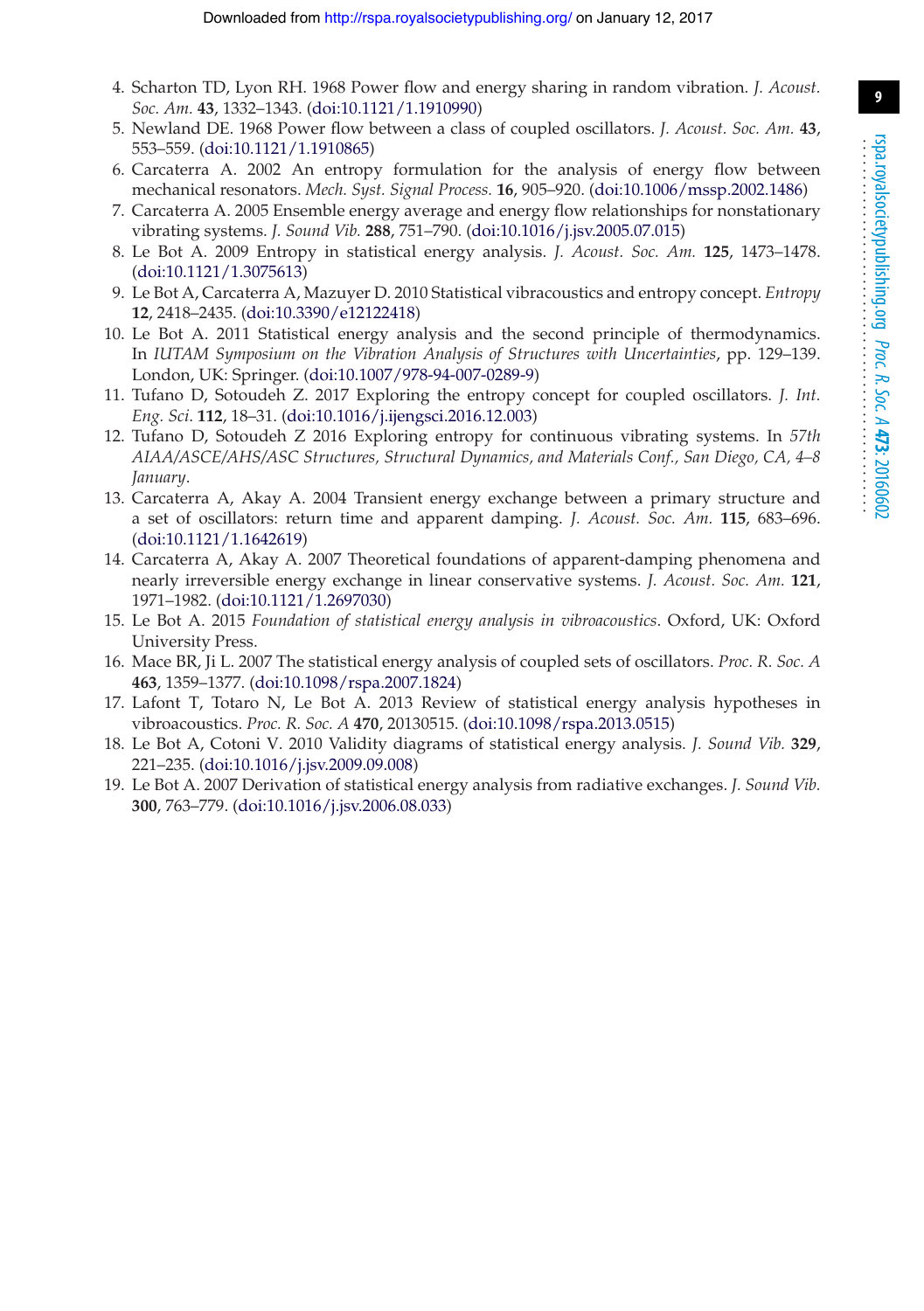4. Scharton TD, Lyon RH. 1968 Power flow and energy sharing in random vibration. *J. Acoust. Soc. Am.* **43**, 1332–1343. (doi:10.1121/1.1910990)
5. Newland DE. 1968 Power flow between a class of coupled oscillators. *J. Acoust. Soc. Am.* **43**, 553–559. (doi:10.1121/1.1910865)
6. Carcaterra A. 2002 An entropy formulation for the analysis of energy flow between mechanical resonators. *Mech. Syst. Signal Process.* **16**, 905–920. (doi:10.1006/mssp.2002.1486)
7. Carcaterra A. 2005 Ensemble energy average and energy flow relationships for nonstationary vibrating systems. *J. Sound Vib.* **288**, 751–790. (doi:10.1016/j.jsv.2005.07.015)
8. Le Bot A. 2009 Entropy in statistical energy analysis. *J. Acoust. Soc. Am.* **125**, 1473–1478. (doi:10.1121/1.3075613)
9. Le Bot A, Carcaterra A, Mazuyer D. 2010 Statistical vibracoustics and entropy concept. *Entropy* **12**, 2418–2435. (doi:10.3390/e12122418)
10. Le Bot A. 2011 Statistical energy analysis and the second principle of thermodynamics. In *IUTAM Symposium on the Vibration Analysis of Structures with Uncertainties*, pp. 129–139. London, UK: Springer. (doi:10.1007/978-94-007-0289-9)
11. Tufano D, Sotoudeh Z. 2017 Exploring the entropy concept for coupled oscillators. *J. Int. Eng. Sci.* **112**, 18–31. (doi:10.1016/j.ijengsci.2016.12.003)
12. Tufano D, Sotoudeh Z 2016 Exploring entropy for continuous vibrating systems. In *57th AIAA/ASCE/AHS/ASC Structures, Structural Dynamics, and Materials Conf., San Diego, CA, 4–8 January*.
13. Carcaterra A, Akay A. 2004 Transient energy exchange between a primary structure and a set of oscillators: return time and apparent damping. *J. Acoust. Soc. Am.* **115**, 683–696. (doi:10.1121/1.1642619)
14. Carcaterra A, Akay A. 2007 Theoretical foundations of apparent-damping phenomena and nearly irreversible energy exchange in linear conservative systems. *J. Acoust. Soc. Am.* **121**, 1971–1982. (doi:10.1121/1.2697030)
15. Le Bot A. 2015 *Foundation of statistical energy analysis in vibroacoustics*. Oxford, UK: Oxford University Press.
16. Mace BR, Ji L. 2007 The statistical energy analysis of coupled sets of oscillators. *Proc. R. Soc. A* **463**, 1359–1377. (doi:10.1098/rspa.2007.1824)
17. Lafont T, Totaro N, Le Bot A. 2013 Review of statistical energy analysis hypotheses in vibroacoustics. *Proc. R. Soc. A* **470**, 20130515. (doi:10.1098/rspa.2013.0515)
18. Le Bot A, Cotoni V. 2010 Validity diagrams of statistical energy analysis. *J. Sound Vib.* **329**, 221–235. (doi:10.1016/j.jsv.2009.09.008)
19. Le Bot A. 2007 Derivation of statistical energy analysis from radiative exchanges. *J. Sound Vib.* **300**, 763–779. (doi:10.1016/j.jsv.2006.08.033)